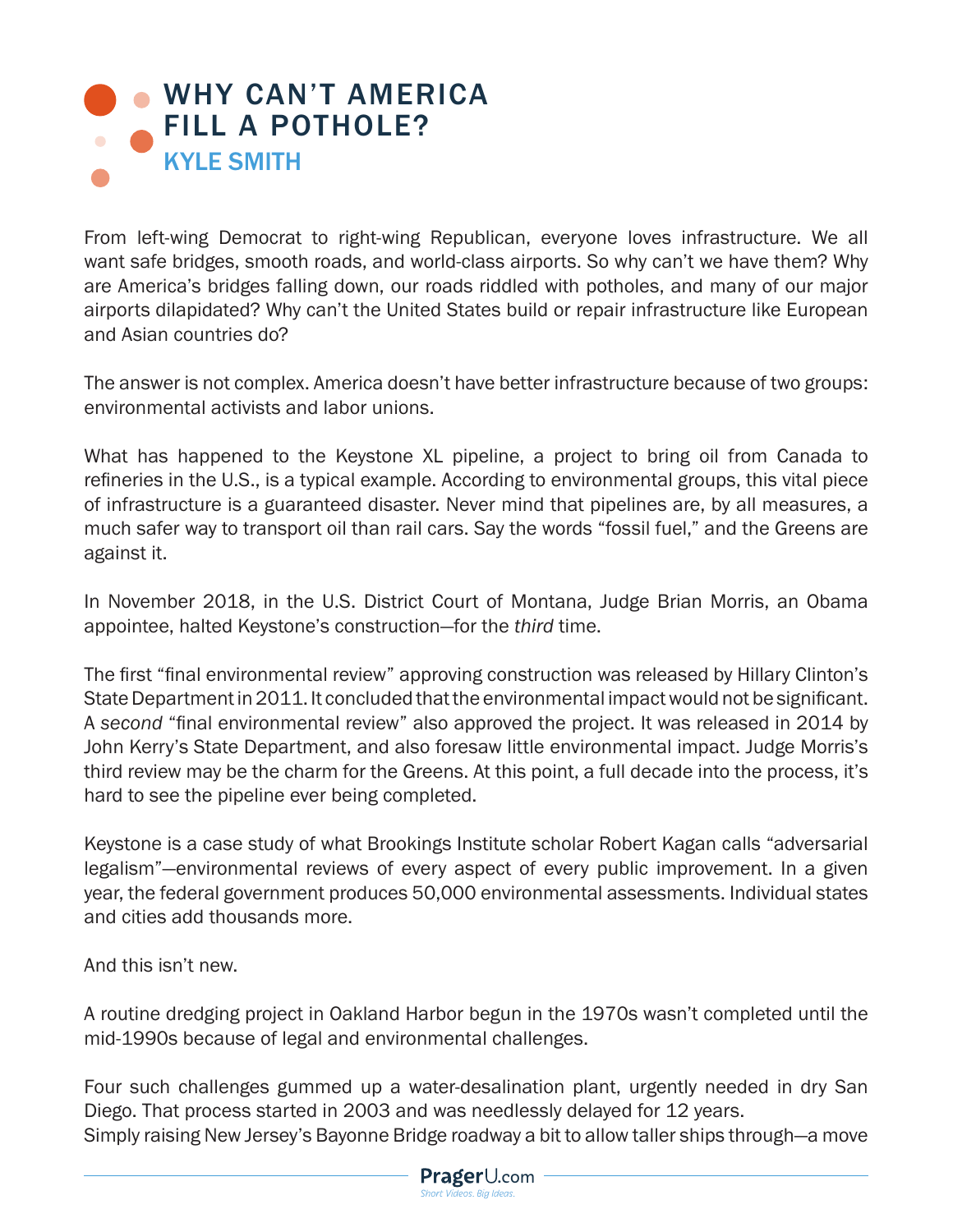# WHY CAN'T AMERICA FILL A POTHOLE?

## KYLE SMITH

From left-wing Democrat to right-wing Republican, everyone loves infrastructure. We all want safe bridges, smooth roads, and world-class airports. So why can't we have them? Why are America's bridges falling down, our roads riddled with potholes, and many of our major airports dilapidated? Why can't the United States build or repair infrastructure like European and Asian countries do?

The answer is not complex. America doesn't have better infrastructure because of two groups: environmental activists and labor unions.

What has happened to the Keystone XL pipeline, a project to bring oil from Canada to refineries in the U.S., is a typical example. According to environmental groups, this vital piece of infrastructure is a guaranteed disaster. Never mind that pipelines are, by all measures, a much safer way to transport oil than rail cars. Say the words "fossil fuel," and the Greens are against it.

In November 2018, in the U.S. District Court of Montana, Judge Brian Morris, an Obama appointee, halted Keystone's construction—for the *third* time.

The first "final environmental review" approving construction was released by Hillary Clinton's State Department in 2011. It concluded that the environmental impact would not be significant. A *second* "final environmental review" also approved the project. It was released in 2014 by John Kerry's State Department, and also foresaw little environmental impact. Judge Morris's third review may be the charm for the Greens. At this point, a full decade into the process, it's hard to see the pipeline ever being completed.

Keystone is a case study of what Brookings Institute scholar Robert Kagan calls "adversarial legalism"—environmental reviews of every aspect of every public improvement. In a given year, the federal government produces 50,000 environmental assessments. Individual states and cities add thousands more.

And this isn't new.

A routine dredging project in Oakland Harbor begun in the 1970s wasn't completed until the mid-1990s because of legal and environmental challenges.

Four such challenges gummed up a water-desalination plant, urgently needed in dry San Diego. That process started in 2003 and was needlessly delayed for 12 years.

Simply raising New Jersey's Bayonne Bridge roadway a bit to allow taller ships through—a move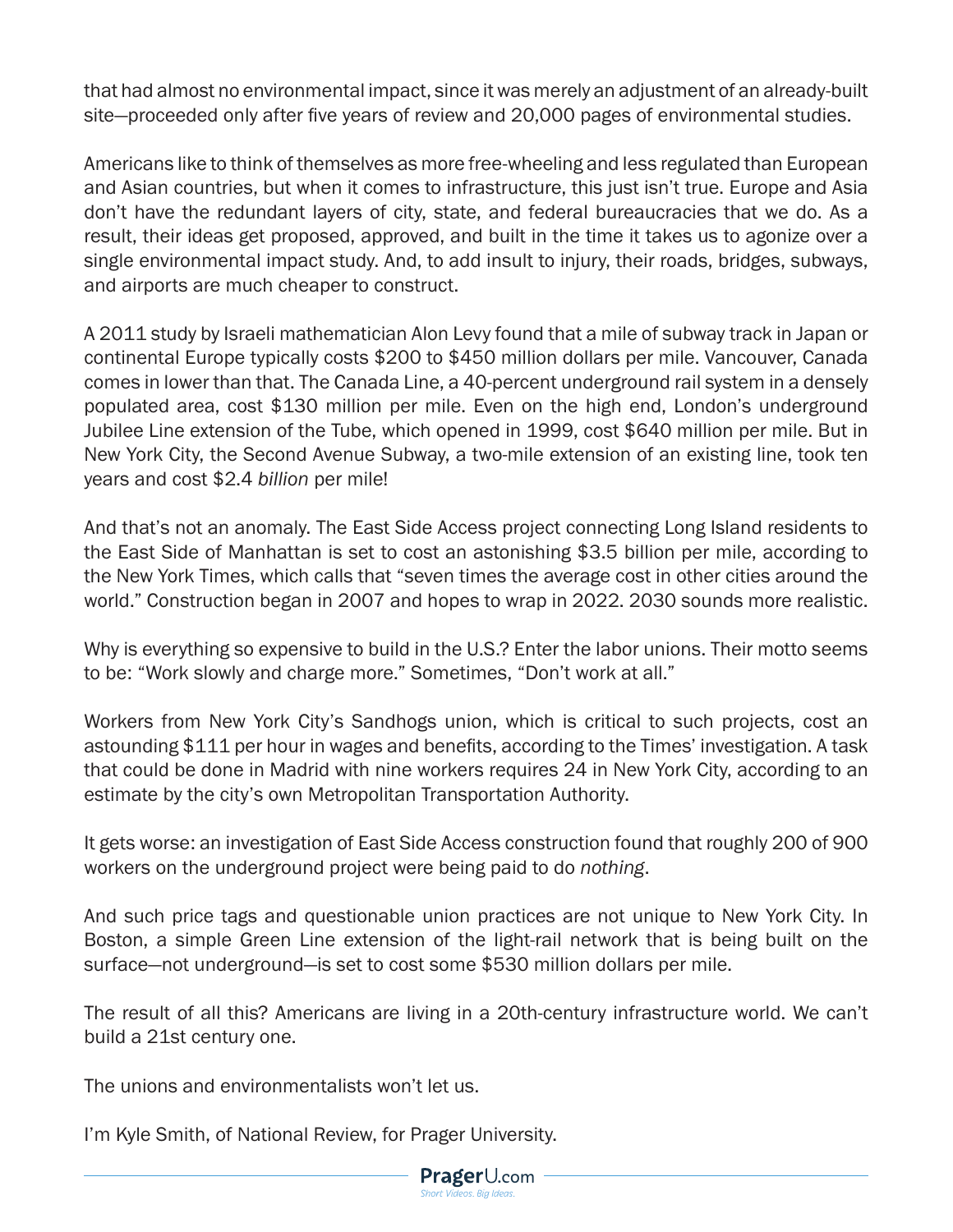that had almost no environmental impact, since it was merely an adjustment of an already-built site—proceeded only after five years of review and 20,000 pages of environmental studies.

Americans like to think of themselves as more free-wheeling and less regulated than European and Asian countries, but when it comes to infrastructure, this just isn't true. Europe and Asia don't have the redundant layers of city, state, and federal bureaucracies that we do. As a result, their ideas get proposed, approved, and built in the time it takes us to agonize over a single environmental impact study. And, to add insult to injury, their roads, bridges, subways, and airports are much cheaper to construct.

A 2011 study by Israeli mathematician Alon Levy found that a mile of subway track in Japan or continental Europe typically costs $200 to $450 million dollars per mile. Vancouver, Canada comes in lower than that. The Canada Line, a 40-percent underground rail system in a densely populated area, cost $130 million per mile. Even on the high end, London's underground Jubilee Line extension of the Tube, which opened in 1999, cost $640 million per mile. But in New York City, the Second Avenue Subway, a two-mile extension of an existing line, took ten years and cost $2.4 *billion* per mile!

And that's not an anomaly. The East Side Access project connecting Long Island residents to the East Side of Manhattan is set to cost an astonishing $3.5 billion per mile, according to the New York Times, which calls that "seven times the average cost in other cities around the world." Construction began in 2007 and hopes to wrap in 2022. 2030 sounds more realistic.

Why is everything so expensive to build in the U.S.? Enter the labor unions. Their motto seems to be: "Work slowly and charge more." Sometimes, "Don't work at all."

Workers from New York City's Sandhogs union, which is critical to such projects, cost an astounding $111 per hour in wages and benefits, according to the Times' investigation. A task that could be done in Madrid with nine workers requires 24 in New York City, according to an estimate by the city's own Metropolitan Transportation Authority.

It gets worse: an investigation of East Side Access construction found that roughly 200 of 900 workers on the underground project were being paid to do *nothing*.

And such price tags and questionable union practices are not unique to New York City. In Boston, a simple Green Line extension of the light-rail network that is being built on the surface—not underground—is set to cost some $530 million dollars per mile.

The result of all this? Americans are living in a 20th-century infrastructure world. We can't build a 21st century one.

The unions and environmentalists won't let us.

I'm Kyle Smith, of National Review, for Prager University.